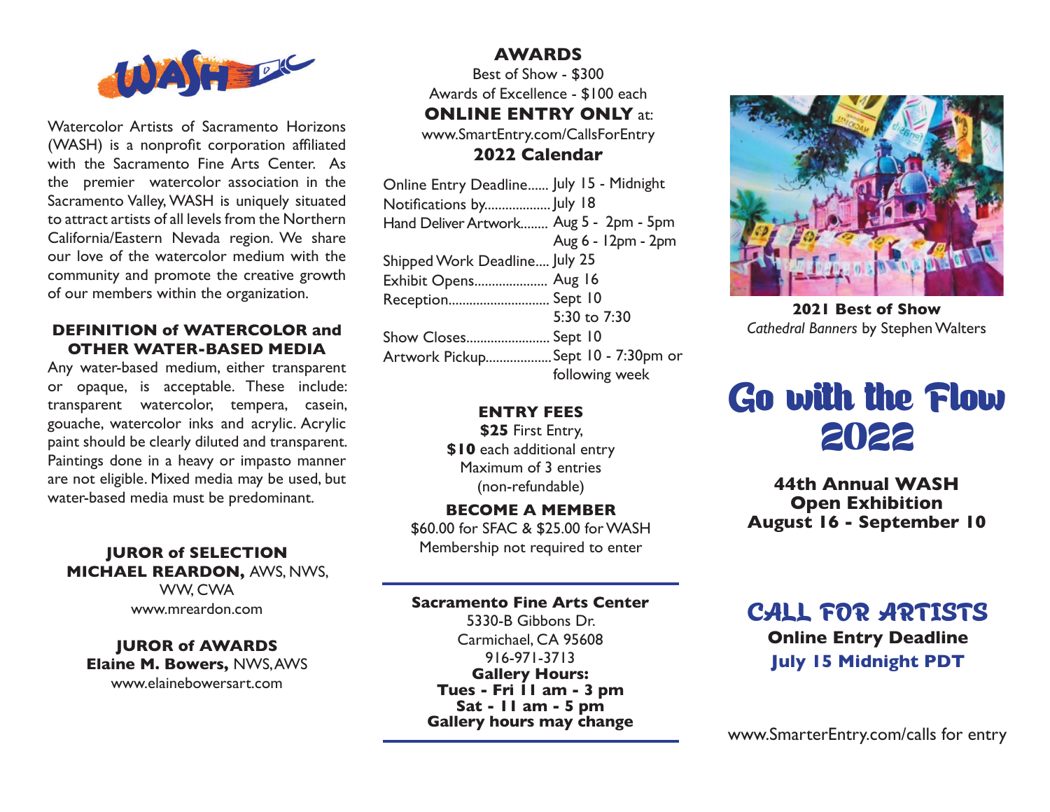Watercolor Artists of Sacramento Horizons (WASH) is a nonprofit corporation affiliated with the Sacramento Fine Arts Center. As the premier watercolor association in the Sacramento Valley, WASH is uniquely situated to attract artists of all levels from the Northern California/Eastern Nevada region. We share our love of the watercolor medium with the community and promote the creative growth of our members within the organization.

### DEFINITION of WATERCOLOR and OTHER WATER-BASED MEDIA

Any water-based medium, either transparent or opaque, is acceptable. These include: transparent watercolor, tempera, casein, gouache, watercolor inks and acrylic. Acrylic paint should be clearly diluted and transparent. Paintings done in a heavy or impasto manner are not eligible. Mixed media may be used, but water-based media must be predominant.

### JUROR of SELECTION

**MICHAEL REARDON,** AWS, NWS, WW, CWA
www.mreardon.com

### JUROR of AWARDS

**Elaine M. Bowers,** NWS, AWS
www.elainebowersart.com

### AWARDS

Best of Show - $300
Awards of Excellence - $100 each

**ONLINE ENTRY ONLY** at:
www.SmartEntry.com/CallsForEntry

### 2022 Calendar

| | |
|---|---|
| Online Entry Deadline...... | July 15 - Midnight |
| Notifications by.................. | July 18 |
| Hand Deliver Artwork........ | Aug 5 - 2pm - 5pm<br>Aug 6 - 12pm - 2pm |
| Shipped Work Deadline.... | July 25 |
| Exhibit Opens..................... | Aug 16 |
| Reception............................ | Sept 10<br>5:30 to 7:30 |
| Show Closes........................ | Sept 10 |
| Artwork Pickup.................. | Sept 10 - 7:30pm or following week |

### ENTRY FEES

**$25** First Entry,
**$10** each additional entry
Maximum of 3 entries
(non-refundable)

### BECOME A MEMBER

$60.00 for SFAC & $25.00 for WASH
Membership not required to enter

**Sacramento Fine Arts Center**
5330-B Gibbons Dr.
Carmichael, CA 95608
916-971-3713
**Gallery Hours:**
**Tues - Fri 11 am - 3 pm**
**Sat - 11 am - 5 pm**
**Gallery hours may change**

**2021 Best of Show**
*Cathedral Banners* by Stephen Walters

# Go with the Flow 2022

**44th Annual WASH Open Exhibition**
**August 16 - September 10**

## CALL FOR ARTISTS

**Online Entry Deadline**
**July 15 Midnight PDT**

www.SmarterEntry.com/calls for entry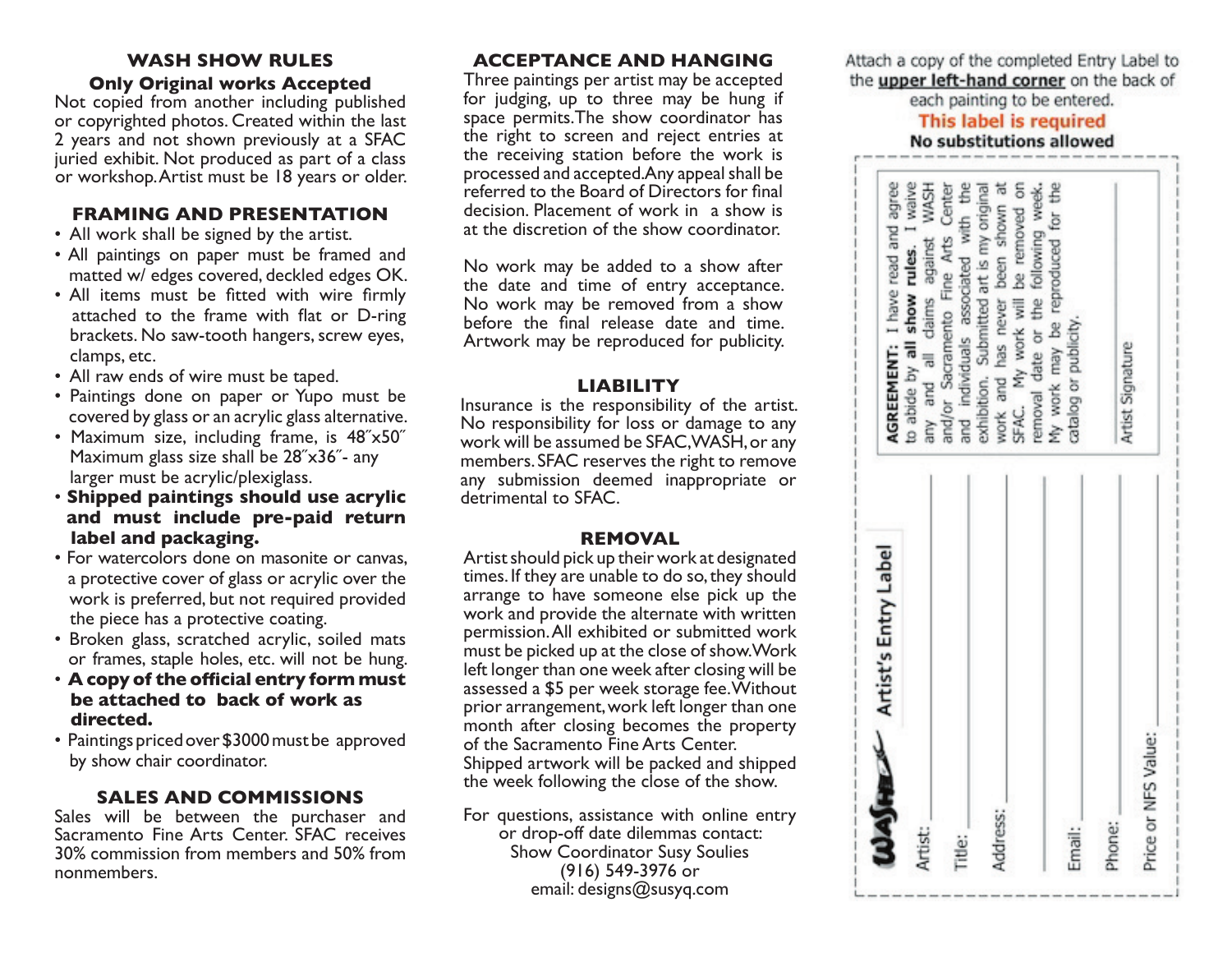## WASH SHOW RULES

### Only Original works Accepted

Not copied from another including published or copyrighted photos. Created within the last 2 years and not shown previously at a SFAC juried exhibit. Not produced as part of a class or workshop. Artist must be 18 years or older.

## FRAMING AND PRESENTATION

- All work shall be signed by the artist.
- All paintings on paper must be framed and matted w/ edges covered, deckled edges OK.
- All items must be fitted with wire firmly attached to the frame with flat or D-ring brackets. No saw-tooth hangers, screw eyes, clamps, etc.
- All raw ends of wire must be taped.
- Paintings done on paper or Yupo must be covered by glass or an acrylic glass alternative.
- Maximum size, including frame, is 48″x50″ Maximum glass size shall be 28″x36″- any larger must be acrylic/plexiglass.
- **Shipped paintings should use acrylic and must include pre-paid return label and packaging.**
- For watercolors done on masonite or canvas, a protective cover of glass or acrylic over the work is preferred, but not required provided the piece has a protective coating.
- Broken glass, scratched acrylic, soiled mats or frames, staple holes, etc. will not be hung.
- **A copy of the official entry form must be attached to back of work as directed.**
- Paintings priced over $3000 must be approved by show chair coordinator.

## SALES AND COMMISSIONS

Sales will be between the purchaser and Sacramento Fine Arts Center. SFAC receives 30% commission from members and 50% from nonmembers.

## ACCEPTANCE AND HANGING

Three paintings per artist may be accepted for judging, up to three may be hung if space permits. The show coordinator has the right to screen and reject entries at the receiving station before the work is processed and accepted. Any appeal shall be referred to the Board of Directors for final decision. Placement of work in a show is at the discretion of the show coordinator.

No work may be added to a show after the date and time of entry acceptance. No work may be removed from a show before the final release date and time. Artwork may be reproduced for publicity.

## LIABILITY

Insurance is the responsibility of the artist. No responsibility for loss or damage to any work will be assumed be SFAC, WASH, or any members. SFAC reserves the right to remove any submission deemed inappropriate or detrimental to SFAC.

## REMOVAL

Artist should pick up their work at designated times. If they are unable to do so, they should arrange to have someone else pick up the work and provide the alternate with written permission. All exhibited or submitted work must be picked up at the close of show. Work left longer than one week after closing will be assessed a $5 per week storage fee. Without prior arrangement, work left longer than one month after closing becomes the property of the Sacramento Fine Arts Center. Shipped artwork will be packed and shipped the week following the close of the show.

For questions, assistance with online entry or drop-off date dilemmas contact:
Show Coordinator Susy Soulies
(916) 549-3976 or
email: designs@susyq.com

---

Attach a copy of the completed Entry Label to the **upper left-hand corner** on the back of each painting to be entered.

**This label is required**

**No substitutions allowed**

### WASH Artist's Entry Label

Artist: ____________________

Title: ____________________

Address: ____________________

____________________

Email: ____________________

Phone: ____________________

Price or NFS Value: ____________________

**AGREEMENT:** I have read and agree to abide by **all show rules**. I waive any and all claims against WASH and/or Sacramento Fine Arts Center and individuals associated with the exhibition. Submitted art is my original work and has never been shown at SFAC. My work will be removed on removal date or the following week. My work may be reproduced for the catalog or publicity.

Artist Signature ____________________